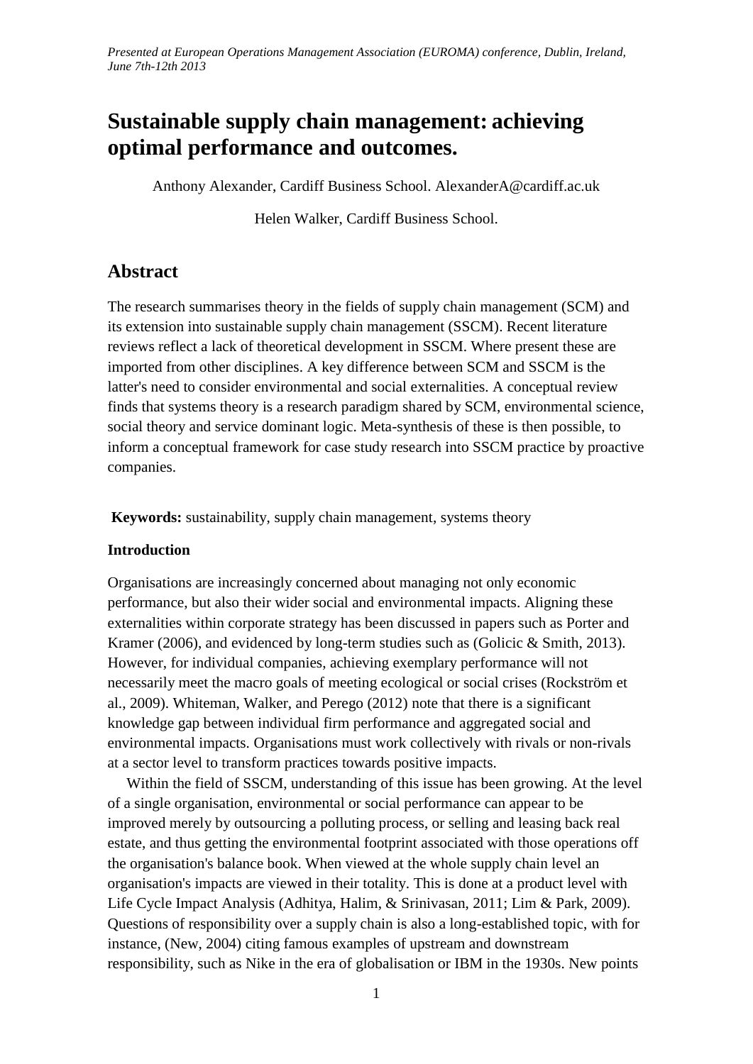*Presented at European Operations Management Association (EUROMA) conference, Dublin, Ireland, June 7th-12th 2013*

# Sustainable supply chain management: achieving optimal performance and outcomes.

Anthony Alexander, Cardiff Business School. AlexanderA@cardiff.ac.uk

Helen Walker, Cardiff Business School.

## Abstract

The research summarises theory in the fields of supply chain management (SCM) and its extension into sustainable supply chain management (SSCM). Recent literature reviews reflect a lack of theoretical development in SSCM. Where present these are imported from other disciplines. A key difference between SCM and SSCM is the latter's need to consider environmental and social externalities. A conceptual review finds that systems theory is a research paradigm shared by SCM, environmental science, social theory and service dominant logic. Meta-synthesis of these is then possible, to inform a conceptual framework for case study research into SSCM practice by proactive companies.

**Keywords:** sustainability, supply chain management, systems theory

### Introduction

Organisations are increasingly concerned about managing not only economic performance, but also their wider social and environmental impacts. Aligning these externalities within corporate strategy has been discussed in papers such as Porter and Kramer (2006), and evidenced by long-term studies such as (Golicic & Smith, 2013). However, for individual companies, achieving exemplary performance will not necessarily meet the macro goals of meeting ecological or social crises (Rockström et al., 2009). Whiteman, Walker, and Perego (2012) note that there is a significant knowledge gap between individual firm performance and aggregated social and environmental impacts. Organisations must work collectively with rivals or non-rivals at a sector level to transform practices towards positive impacts.

Within the field of SSCM, understanding of this issue has been growing. At the level of a single organisation, environmental or social performance can appear to be improved merely by outsourcing a polluting process, or selling and leasing back real estate, and thus getting the environmental footprint associated with those operations off the organisation's balance book. When viewed at the whole supply chain level an organisation's impacts are viewed in their totality. This is done at a product level with Life Cycle Impact Analysis (Adhitya, Halim, & Srinivasan, 2011; Lim & Park, 2009). Questions of responsibility over a supply chain is also a long-established topic, with for instance, (New, 2004) citing famous examples of upstream and downstream responsibility, such as Nike in the era of globalisation or IBM in the 1930s. New points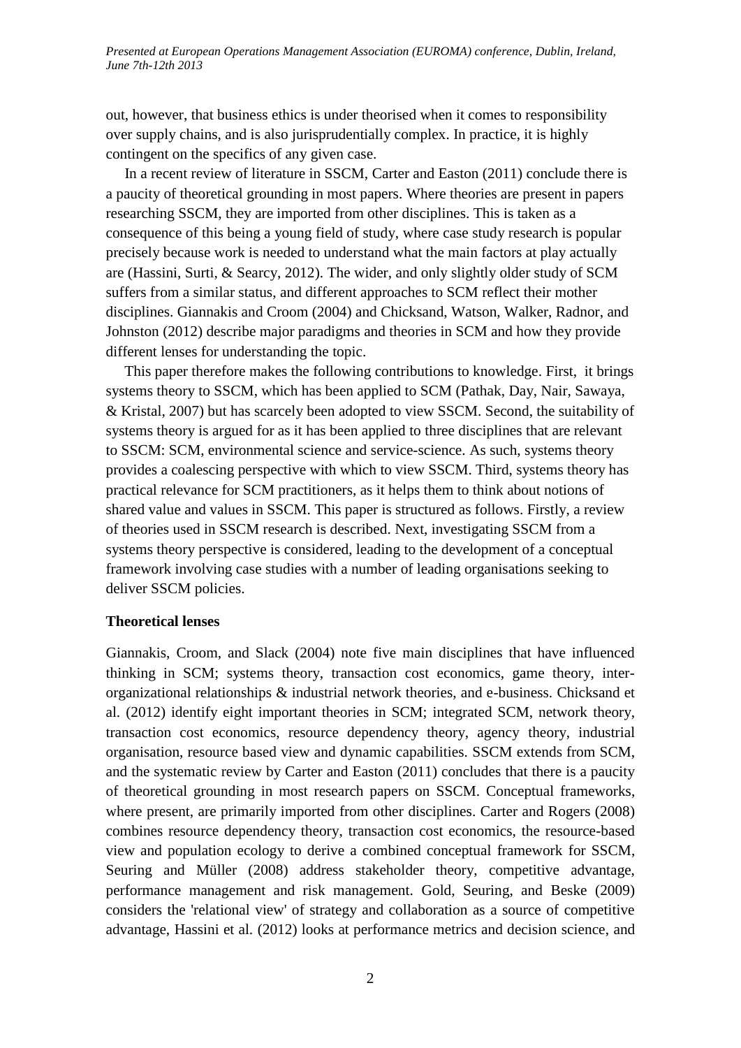out, however, that business ethics is under theorised when it comes to responsibility over supply chains, and is also jurisprudentially complex. In practice, it is highly contingent on the specifics of any given case.

In a recent review of literature in SSCM, Carter and Easton (2011) conclude there is a paucity of theoretical grounding in most papers. Where theories are present in papers researching SSCM, they are imported from other disciplines. This is taken as a consequence of this being a young field of study, where case study research is popular precisely because work is needed to understand what the main factors at play actually are (Hassini, Surti, & Searcy, 2012). The wider, and only slightly older study of SCM suffers from a similar status, and different approaches to SCM reflect their mother disciplines. Giannakis and Croom (2004) and Chicksand, Watson, Walker, Radnor, and Johnston (2012) describe major paradigms and theories in SCM and how they provide different lenses for understanding the topic.

This paper therefore makes the following contributions to knowledge. First, it brings systems theory to SSCM, which has been applied to SCM (Pathak, Day, Nair, Sawaya, & Kristal, 2007) but has scarcely been adopted to view SSCM. Second, the suitability of systems theory is argued for as it has been applied to three disciplines that are relevant to SSCM: SCM, environmental science and service-science. As such, systems theory provides a coalescing perspective with which to view SSCM. Third, systems theory has practical relevance for SCM practitioners, as it helps them to think about notions of shared value and values in SSCM. This paper is structured as follows. Firstly, a review of theories used in SSCM research is described. Next, investigating SSCM from a systems theory perspective is considered, leading to the development of a conceptual framework involving case studies with a number of leading organisations seeking to deliver SSCM policies.

## Theoretical lenses

Giannakis, Croom, and Slack (2004) note five main disciplines that have influenced thinking in SCM; systems theory, transaction cost economics, game theory, inter-organizational relationships & industrial network theories, and e-business. Chicksand et al. (2012) identify eight important theories in SCM; integrated SCM, network theory, transaction cost economics, resource dependency theory, agency theory, industrial organisation, resource based view and dynamic capabilities. SSCM extends from SCM, and the systematic review by Carter and Easton (2011) concludes that there is a paucity of theoretical grounding in most research papers on SSCM. Conceptual frameworks, where present, are primarily imported from other disciplines. Carter and Rogers (2008) combines resource dependency theory, transaction cost economics, the resource-based view and population ecology to derive a combined conceptual framework for SSCM, Seuring and Müller (2008) address stakeholder theory, competitive advantage, performance management and risk management. Gold, Seuring, and Beske (2009) considers the 'relational view' of strategy and collaboration as a source of competitive advantage, Hassini et al. (2012) looks at performance metrics and decision science, and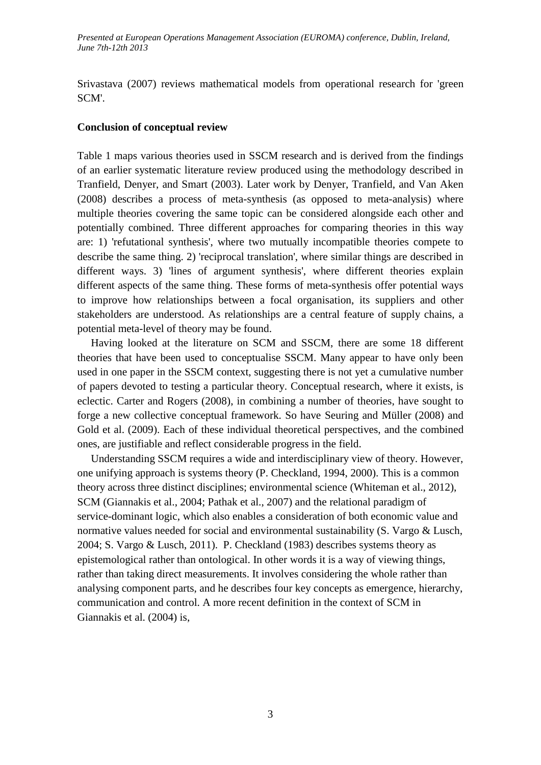Srivastava (2007) reviews mathematical models from operational research for 'green SCM'.

**Conclusion of conceptual review**

Table 1 maps various theories used in SSCM research and is derived from the findings of an earlier systematic literature review produced using the methodology described in Tranfield, Denyer, and Smart (2003). Later work by Denyer, Tranfield, and Van Aken (2008) describes a process of meta-synthesis (as opposed to meta-analysis) where multiple theories covering the same topic can be considered alongside each other and potentially combined. Three different approaches for comparing theories in this way are: 1) 'refutational synthesis', where two mutually incompatible theories compete to describe the same thing. 2) 'reciprocal translation', where similar things are described in different ways. 3) 'lines of argument synthesis', where different theories explain different aspects of the same thing. These forms of meta-synthesis offer potential ways to improve how relationships between a focal organisation, its suppliers and other stakeholders are understood. As relationships are a central feature of supply chains, a potential meta-level of theory may be found.

Having looked at the literature on SCM and SSCM, there are some 18 different theories that have been used to conceptualise SSCM. Many appear to have only been used in one paper in the SSCM context, suggesting there is not yet a cumulative number of papers devoted to testing a particular theory. Conceptual research, where it exists, is eclectic. Carter and Rogers (2008), in combining a number of theories, have sought to forge a new collective conceptual framework. So have Seuring and Müller (2008) and Gold et al. (2009). Each of these individual theoretical perspectives, and the combined ones, are justifiable and reflect considerable progress in the field.

Understanding SSCM requires a wide and interdisciplinary view of theory. However, one unifying approach is systems theory (P. Checkland, 1994, 2000). This is a common theory across three distinct disciplines; environmental science (Whiteman et al., 2012), SCM (Giannakis et al., 2004; Pathak et al., 2007) and the relational paradigm of service-dominant logic, which also enables a consideration of both economic value and normative values needed for social and environmental sustainability (S. Vargo & Lusch, 2004; S. Vargo & Lusch, 2011). P. Checkland (1983) describes systems theory as epistemological rather than ontological. In other words it is a way of viewing things, rather than taking direct measurements. It involves considering the whole rather than analysing component parts, and he describes four key concepts as emergence, hierarchy, communication and control. A more recent definition in the context of SCM in Giannakis et al. (2004) is,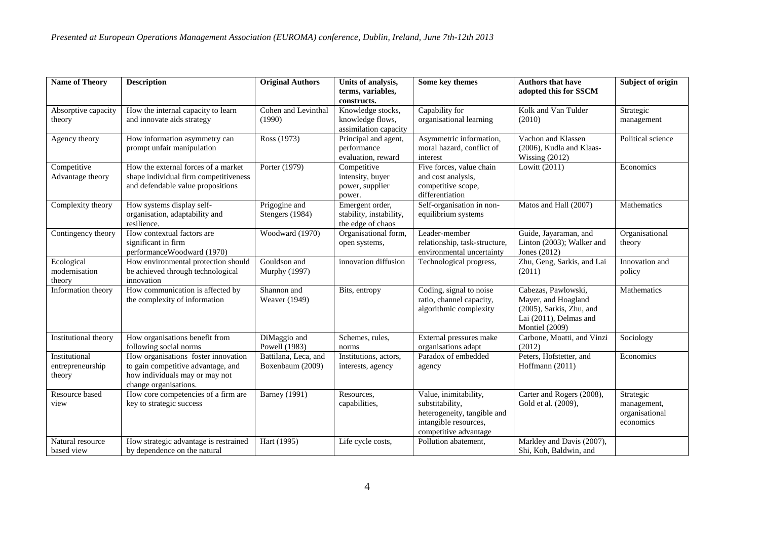| Name of Theory | Description | Original Authors | Units of analysis, terms, variables, constructs. | Some key themes | Authors that have adopted this for SSCM | Subject of origin |
|---|---|---|---|---|---|---|
| Absorptive capacity theory | How the internal capacity to learn and innovate aids strategy | Cohen and Levinthal (1990) | Knowledge stocks, knowledge flows, assimilation capacity | Capability for organisational learning | Kolk and Van Tulder (2010) | Strategic management |
| Agency theory | How information asymmetry can prompt unfair manipulation | Ross (1973) | Principal and agent, performance evaluation, reward | Asymmetric information, moral hazard, conflict of interest | Vachon and Klassen (2006), Kudla and Klaas-Wissing (2012) | Political science |
| Competitive Advantage theory | How the external forces of a market shape individual firm competitiveness and defendable value propositions | Porter (1979) | Competitive intensity, buyer power, supplier power. | Five forces, value chain and cost analysis, competitive scope, differentiation | Lowitt (2011) | Economics |
| Complexity theory | How systems display self-organisation, adaptability and resilience. | Prigogine and Stengers (1984) | Emergent order, stability, instability, the edge of chaos | Self-organisation in non-equilibrium systems | Matos and Hall (2007) | Mathematics |
| Contingency theory | How contextual factors are significant in firm performanceWoodward (1970) | Woodward (1970) | Organisational form, open systems, | Leader-member relationship, task-structure, environmental uncertainty | Guide, Jayaraman, and Linton (2003); Walker and Jones (2012) | Organisational theory |
| Ecological modernisation theory | How environmental protection should be achieved through technological innovation | Gouldson and Murphy (1997) | innovation diffusion | Technological progress, | Zhu, Geng, Sarkis, and Lai (2011) | Innovation and policy |
| Information theory | How communication is affected by the complexity of information | Shannon and Weaver (1949) | Bits, entropy | Coding, signal to noise ratio, channel capacity, algorithmic complexity | Cabezas, Pawlowski, Mayer, and Hoagland (2005), Sarkis, Zhu, and Lai (2011), Delmas and Montiel (2009) | Mathematics |
| Institutional theory | How organisations benefit from following social norms | DiMaggio and Powell (1983) | Schemes, rules, norms | External pressures make organisations adapt | Carbone, Moatti, and Vinzi (2012) | Sociology |
| Institutional entrepreneurship theory | How organisations foster innovation to gain competitive advantage, and how individuals may or may not change organisations. | Battilana, Leca, and Boxenbaum (2009) | Institutions, actors, interests, agency | Paradox of embedded agency | Peters, Hofstetter, and Hoffmann (2011) | Economics |
| Resource based view | How core competencies of a firm are key to strategic success | Barney (1991) | Resources, capabilities, | Value, inimitability, substitability, heterogeneity, tangible and intangible resources, competitive advantage | Carter and Rogers (2008), Gold et al. (2009), | Strategic management, organisational economics |
| Natural resource based view | How strategic advantage is restrained by dependence on the natural | Hart (1995) | Life cycle costs, | Pollution abatement, | Markley and Davis (2007), Shi, Koh, Baldwin, and | |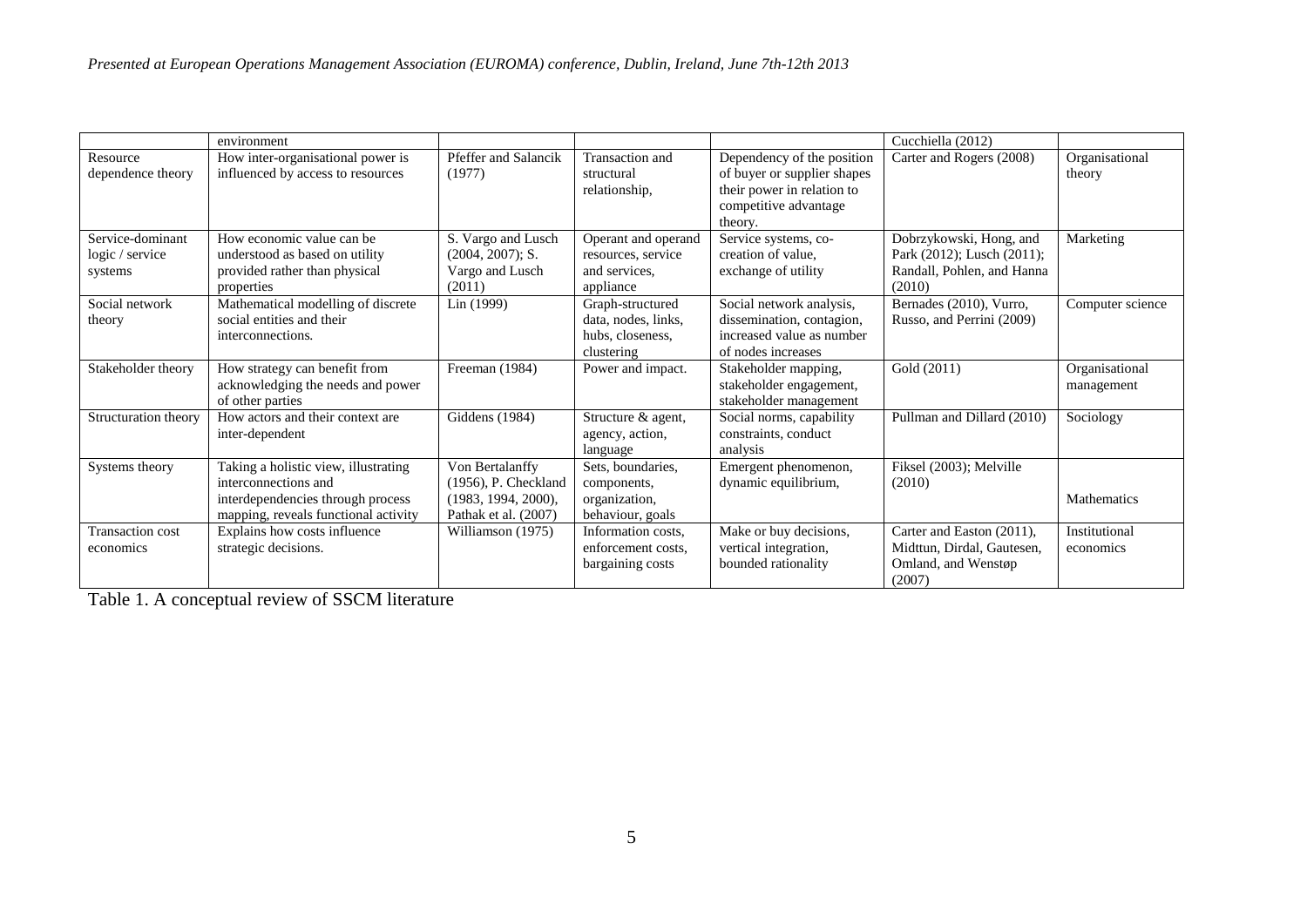|  | environment |  |  |  | Cucchiella (2012) |  |
|---|---|---|---|---|---|---|
| Resource dependence theory | How inter-organisational power is influenced by access to resources | Pfeffer and Salancik (1977) | Transaction and structural relationship, | Dependency of the position of buyer or supplier shapes their power in relation to competitive advantage theory. | Carter and Rogers (2008) | Organisational theory |
| Service-dominant logic / service systems | How economic value can be understood as based on utility provided rather than physical properties | S. Vargo and Lusch (2004, 2007); S. Vargo and Lusch (2011) | Operant and operand resources, service and services, appliance | Service systems, co-creation of value, exchange of utility | Dobrzykowski, Hong, and Park (2012); Lusch (2011); Randall, Pohlen, and Hanna (2010) | Marketing |
| Social network theory | Mathematical modelling of discrete social entities and their interconnections. | Lin (1999) | Graph-structured data, nodes, links, hubs, closeness, clustering | Social network analysis, dissemination, contagion, increased value as number of nodes increases | Bernades (2010), Vurro, Russo, and Perrini (2009) | Computer science |
| Stakeholder theory | How strategy can benefit from acknowledging the needs and power of other parties | Freeman (1984) | Power and impact. | Stakeholder mapping, stakeholder engagement, stakeholder management | Gold (2011) | Organisational management |
| Structuration theory | How actors and their context are inter-dependent | Giddens (1984) | Structure & agent, agency, action, language | Social norms, capability constraints, conduct analysis | Pullman and Dillard (2010) | Sociology |
| Systems theory | Taking a holistic view, illustrating interconnections and interdependencies through process mapping, reveals functional activity | Von Bertalanffy (1956), P. Checkland (1983, 1994, 2000), Pathak et al. (2007) | Sets, boundaries, components, organization, behaviour, goals | Emergent phenomenon, dynamic equilibrium, | Fiksel (2003); Melville (2010) | Mathematics |
| Transaction cost economics | Explains how costs influence strategic decisions. | Williamson (1975) | Information costs, enforcement costs, bargaining costs | Make or buy decisions, vertical integration, bounded rationality | Carter and Easton (2011), Midttun, Dirdal, Gautesen, Omland, and Wenstøp (2007) | Institutional economics |

Table 1. A conceptual review of SSCM literature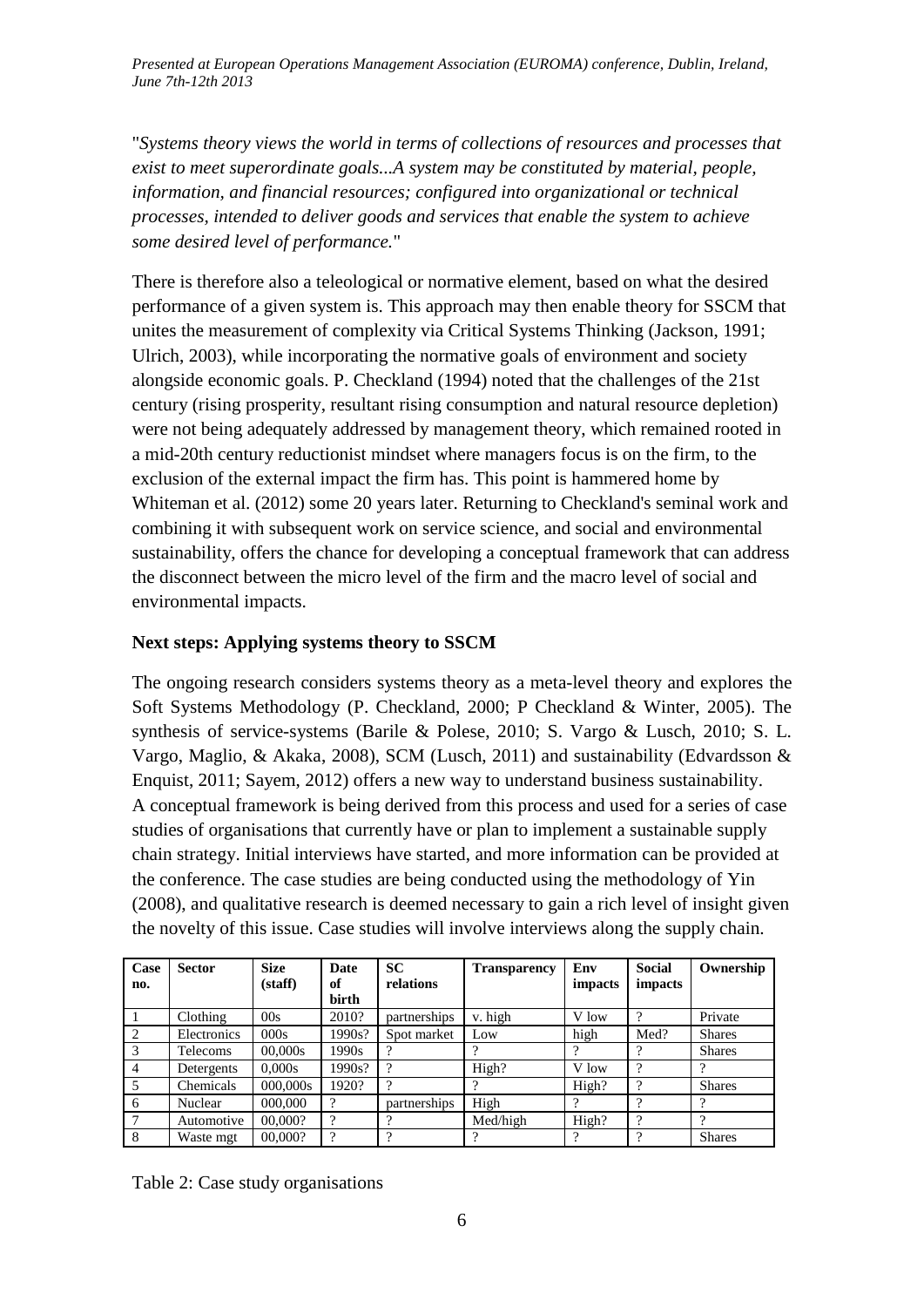"*Systems theory views the world in terms of collections of resources and processes that exist to meet superordinate goals...A system may be constituted by material, people, information, and financial resources; configured into organizational or technical processes, intended to deliver goods and services that enable the system to achieve some desired level of performance.*"

There is therefore also a teleological or normative element, based on what the desired performance of a given system is. This approach may then enable theory for SSCM that unites the measurement of complexity via Critical Systems Thinking (Jackson, 1991; Ulrich, 2003), while incorporating the normative goals of environment and society alongside economic goals. P. Checkland (1994) noted that the challenges of the 21st century (rising prosperity, resultant rising consumption and natural resource depletion) were not being adequately addressed by management theory, which remained rooted in a mid-20th century reductionist mindset where managers focus is on the firm, to the exclusion of the external impact the firm has. This point is hammered home by Whiteman et al. (2012) some 20 years later. Returning to Checkland's seminal work and combining it with subsequent work on service science, and social and environmental sustainability, offers the chance for developing a conceptual framework that can address the disconnect between the micro level of the firm and the macro level of social and environmental impacts.

**Next steps: Applying systems theory to SSCM**

The ongoing research considers systems theory as a meta-level theory and explores the Soft Systems Methodology (P. Checkland, 2000; P Checkland & Winter, 2005). The synthesis of service-systems (Barile & Polese, 2010; S. Vargo & Lusch, 2010; S. L. Vargo, Maglio, & Akaka, 2008), SCM (Lusch, 2011) and sustainability (Edvardsson & Enquist, 2011; Sayem, 2012) offers a new way to understand business sustainability. A conceptual framework is being derived from this process and used for a series of case studies of organisations that currently have or plan to implement a sustainable supply chain strategy. Initial interviews have started, and more information can be provided at the conference. The case studies are being conducted using the methodology of Yin (2008), and qualitative research is deemed necessary to gain a rich level of insight given the novelty of this issue. Case studies will involve interviews along the supply chain.

| Case no. | Sector | Size (staff) | Date of birth | SC relations | Transparency | Env impacts | Social impacts | Ownership |
|---|---|---|---|---|---|---|---|---|
| 1 | Clothing | 00s | 2010? | partnerships | v. high | V low | ? | Private |
| 2 | Electronics | 000s | 1990s? | Spot market | Low | high | Med? | Shares |
| 3 | Telecoms | 00,000s | 1990s | ? | ? | ? | ? | Shares |
| 4 | Detergents | 0,000s | 1990s? | ? | High? | V low | ? | ? |
| 5 | Chemicals | 000,000s | 1920? | ? | ? | High? | ? | Shares |
| 6 | Nuclear | 000,000 | ? | partnerships | High | ? | ? | ? |
| 7 | Automotive | 00,000? | ? | ? | Med/high | High? | ? | ? |
| 8 | Waste mgt | 00,000? | ? | ? | ? | ? | ? | Shares |

Table 2: Case study organisations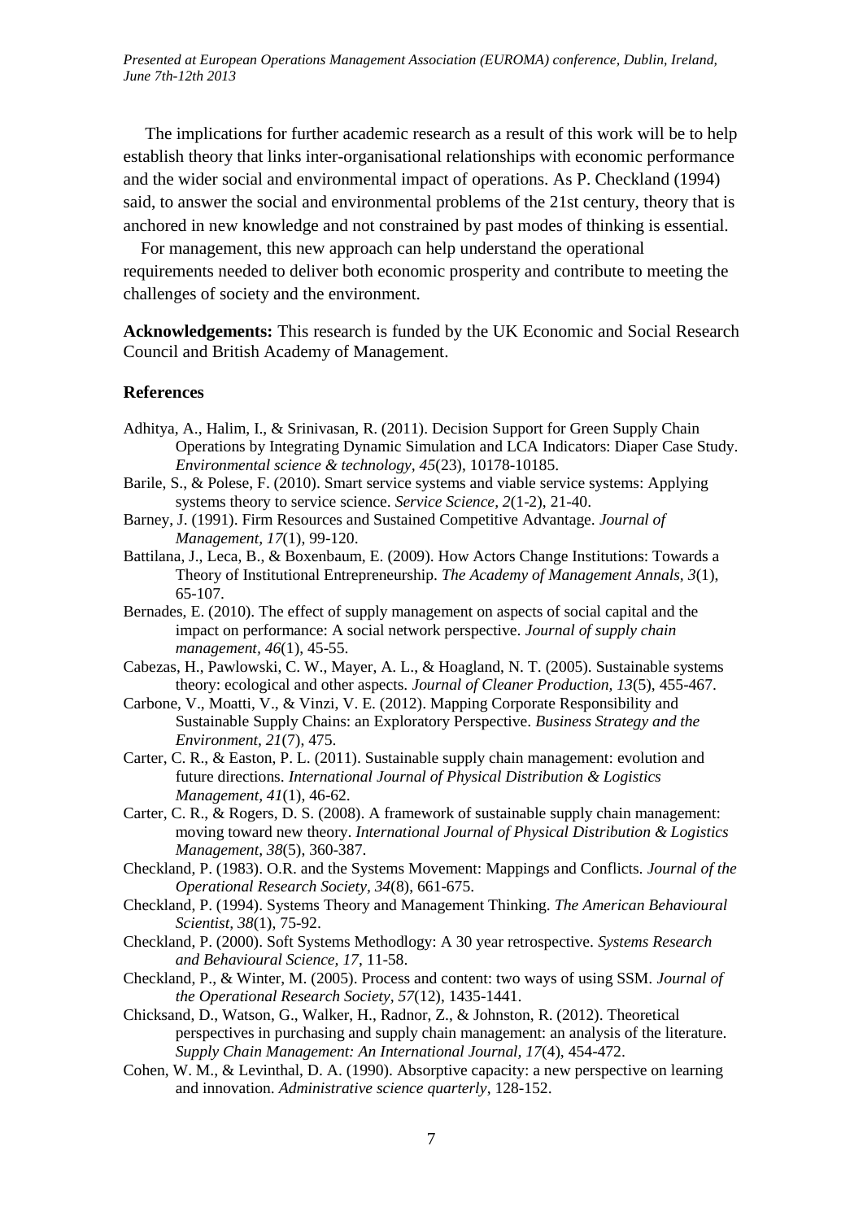The implications for further academic research as a result of this work will be to help establish theory that links inter-organisational relationships with economic performance and the wider social and environmental impact of operations. As P. Checkland (1994) said, to answer the social and environmental problems of the 21st century, theory that is anchored in new knowledge and not constrained by past modes of thinking is essential.

For management, this new approach can help understand the operational requirements needed to deliver both economic prosperity and contribute to meeting the challenges of society and the environment.

**Acknowledgements:** This research is funded by the UK Economic and Social Research Council and British Academy of Management.

## References

Adhitya, A., Halim, I., & Srinivasan, R. (2011). Decision Support for Green Supply Chain Operations by Integrating Dynamic Simulation and LCA Indicators: Diaper Case Study. *Environmental science & technology, 45*(23), 10178-10185.

Barile, S., & Polese, F. (2010). Smart service systems and viable service systems: Applying systems theory to service science. *Service Science, 2*(1-2), 21-40.

Barney, J. (1991). Firm Resources and Sustained Competitive Advantage. *Journal of Management, 17*(1), 99-120.

Battilana, J., Leca, B., & Boxenbaum, E. (2009). How Actors Change Institutions: Towards a Theory of Institutional Entrepreneurship. *The Academy of Management Annals, 3*(1), 65-107.

Bernades, E. (2010). The effect of supply management on aspects of social capital and the impact on performance: A social network perspective. *Journal of supply chain management, 46*(1), 45-55.

Cabezas, H., Pawlowski, C. W., Mayer, A. L., & Hoagland, N. T. (2005). Sustainable systems theory: ecological and other aspects. *Journal of Cleaner Production, 13*(5), 455-467.

Carbone, V., Moatti, V., & Vinzi, V. E. (2012). Mapping Corporate Responsibility and Sustainable Supply Chains: an Exploratory Perspective. *Business Strategy and the Environment, 21*(7), 475.

Carter, C. R., & Easton, P. L. (2011). Sustainable supply chain management: evolution and future directions. *International Journal of Physical Distribution & Logistics Management, 41*(1), 46-62.

Carter, C. R., & Rogers, D. S. (2008). A framework of sustainable supply chain management: moving toward new theory. *International Journal of Physical Distribution & Logistics Management, 38*(5), 360-387.

Checkland, P. (1983). O.R. and the Systems Movement: Mappings and Conflicts. *Journal of the Operational Research Society, 34*(8), 661-675.

Checkland, P. (1994). Systems Theory and Management Thinking. *The American Behavioural Scientist, 38*(1), 75-92.

Checkland, P. (2000). Soft Systems Methodlogy: A 30 year retrospective. *Systems Research and Behavioural Science, 17*, 11-58.

Checkland, P., & Winter, M. (2005). Process and content: two ways of using SSM. *Journal of the Operational Research Society, 57*(12), 1435-1441.

Chicksand, D., Watson, G., Walker, H., Radnor, Z., & Johnston, R. (2012). Theoretical perspectives in purchasing and supply chain management: an analysis of the literature. *Supply Chain Management: An International Journal, 17*(4), 454-472.

Cohen, W. M., & Levinthal, D. A. (1990). Absorptive capacity: a new perspective on learning and innovation. *Administrative science quarterly*, 128-152.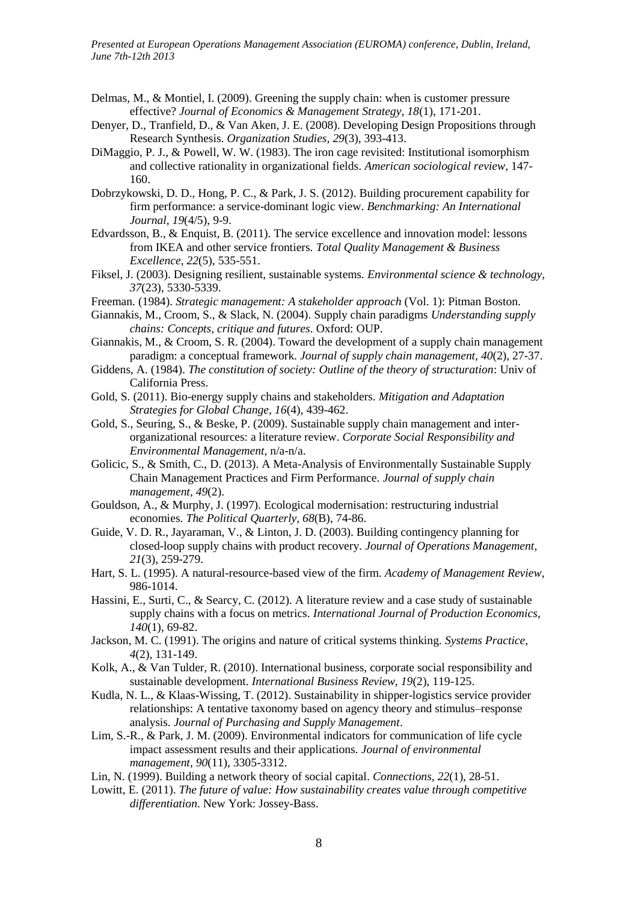Delmas, M., & Montiel, I. (2009). Greening the supply chain: when is customer pressure effective? *Journal of Economics & Management Strategy, 18*(1), 171-201.

Denyer, D., Tranfield, D., & Van Aken, J. E. (2008). Developing Design Propositions through Research Synthesis. *Organization Studies, 29*(3), 393-413.

DiMaggio, P. J., & Powell, W. W. (1983). The iron cage revisited: Institutional isomorphism and collective rationality in organizational fields. *American sociological review*, 147-160.

Dobrzykowski, D. D., Hong, P. C., & Park, J. S. (2012). Building procurement capability for firm performance: a service-dominant logic view. *Benchmarking: An International Journal, 19*(4/5), 9-9.

Edvardsson, B., & Enquist, B. (2011). The service excellence and innovation model: lessons from IKEA and other service frontiers. *Total Quality Management & Business Excellence, 22*(5), 535-551.

Fiksel, J. (2003). Designing resilient, sustainable systems. *Environmental science & technology, 37*(23), 5330-5339.

Freeman. (1984). *Strategic management: A stakeholder approach* (Vol. 1): Pitman Boston.

Giannakis, M., Croom, S., & Slack, N. (2004). Supply chain paradigms *Understanding supply chains: Concepts, critique and futures*. Oxford: OUP.

Giannakis, M., & Croom, S. R. (2004). Toward the development of a supply chain management paradigm: a conceptual framework. *Journal of supply chain management, 40*(2), 27-37.

Giddens, A. (1984). *The constitution of society: Outline of the theory of structuration*: Univ of California Press.

Gold, S. (2011). Bio-energy supply chains and stakeholders. *Mitigation and Adaptation Strategies for Global Change, 16*(4), 439-462.

Gold, S., Seuring, S., & Beske, P. (2009). Sustainable supply chain management and inter-organizational resources: a literature review. *Corporate Social Responsibility and Environmental Management*, n/a-n/a.

Golicic, S., & Smith, C., D. (2013). A Meta-Analysis of Environmentally Sustainable Supply Chain Management Practices and Firm Performance. *Journal of supply chain management, 49*(2).

Gouldson, A., & Murphy, J. (1997). Ecological modernisation: restructuring industrial economies. *The Political Quarterly, 68*(B), 74-86.

Guide, V. D. R., Jayaraman, V., & Linton, J. D. (2003). Building contingency planning for closed-loop supply chains with product recovery. *Journal of Operations Management, 21*(3), 259-279.

Hart, S. L. (1995). A natural-resource-based view of the firm. *Academy of Management Review*, 986-1014.

Hassini, E., Surti, C., & Searcy, C. (2012). A literature review and a case study of sustainable supply chains with a focus on metrics. *International Journal of Production Economics, 140*(1), 69-82.

Jackson, M. C. (1991). The origins and nature of critical systems thinking. *Systems Practice, 4*(2), 131-149.

Kolk, A., & Van Tulder, R. (2010). International business, corporate social responsibility and sustainable development. *International Business Review, 19*(2), 119-125.

Kudla, N. L., & Klaas-Wissing, T. (2012). Sustainability in shipper-logistics service provider relationships: A tentative taxonomy based on agency theory and stimulus–response analysis. *Journal of Purchasing and Supply Management*.

Lim, S.-R., & Park, J. M. (2009). Environmental indicators for communication of life cycle impact assessment results and their applications. *Journal of environmental management, 90*(11), 3305-3312.

Lin, N. (1999). Building a network theory of social capital. *Connections, 22*(1), 28-51.

Lowitt, E. (2011). *The future of value: How sustainability creates value through competitive differentiation*. New York: Jossey-Bass.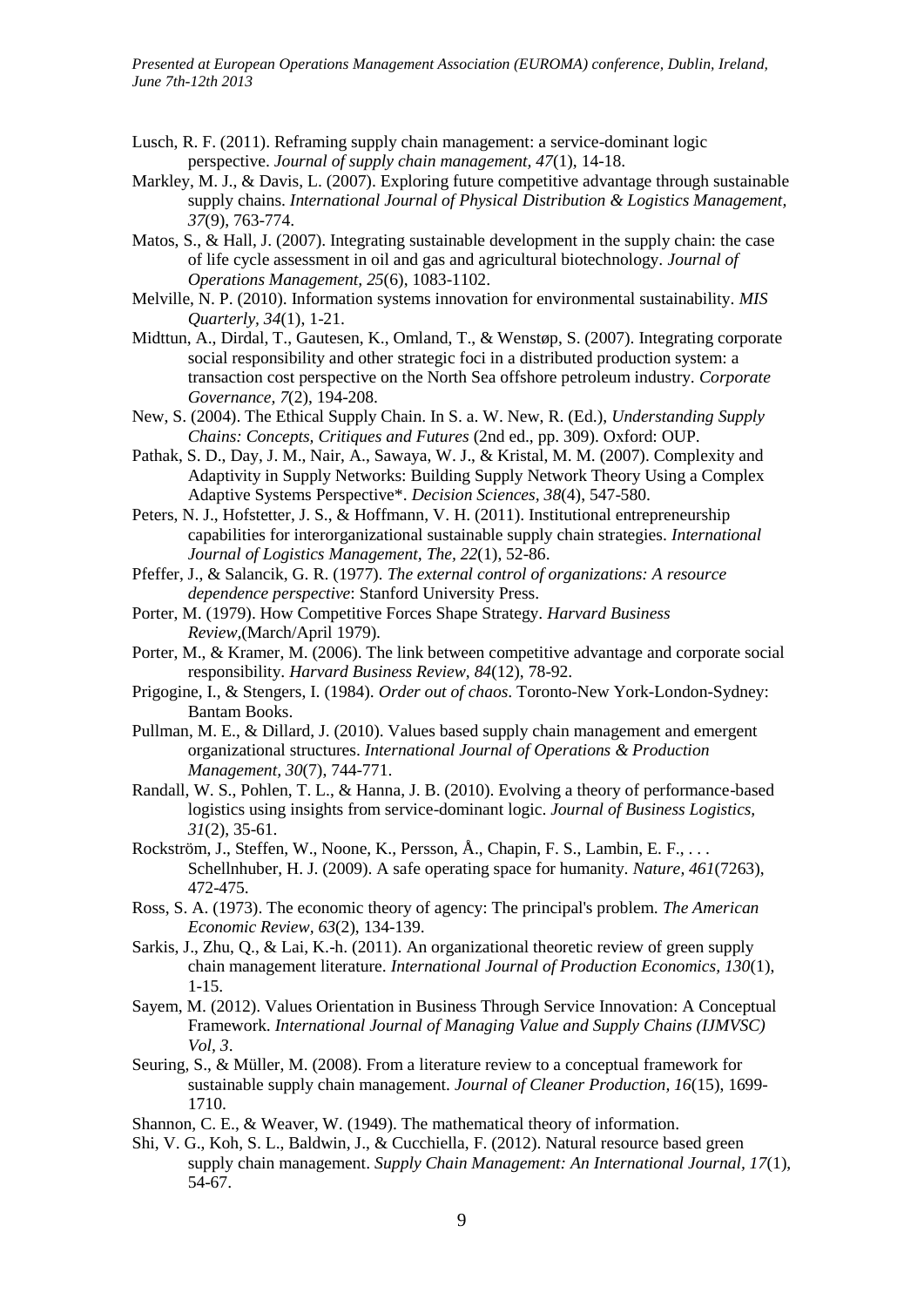Lusch, R. F. (2011). Reframing supply chain management: a service-dominant logic perspective. *Journal of supply chain management, 47*(1), 14-18.

Markley, M. J., & Davis, L. (2007). Exploring future competitive advantage through sustainable supply chains. *International Journal of Physical Distribution & Logistics Management, 37*(9), 763-774.

Matos, S., & Hall, J. (2007). Integrating sustainable development in the supply chain: the case of life cycle assessment in oil and gas and agricultural biotechnology. *Journal of Operations Management, 25*(6), 1083-1102.

Melville, N. P. (2010). Information systems innovation for environmental sustainability. *MIS Quarterly, 34*(1), 1-21.

Midttun, A., Dirdal, T., Gautesen, K., Omland, T., & Wenstøp, S. (2007). Integrating corporate social responsibility and other strategic foci in a distributed production system: a transaction cost perspective on the North Sea offshore petroleum industry. *Corporate Governance, 7*(2), 194-208.

New, S. (2004). The Ethical Supply Chain. In S. a. W. New, R. (Ed.), *Understanding Supply Chains: Concepts, Critiques and Futures* (2nd ed., pp. 309). Oxford: OUP.

Pathak, S. D., Day, J. M., Nair, A., Sawaya, W. J., & Kristal, M. M. (2007). Complexity and Adaptivity in Supply Networks: Building Supply Network Theory Using a Complex Adaptive Systems Perspective*. *Decision Sciences, 38*(4), 547-580.

Peters, N. J., Hofstetter, J. S., & Hoffmann, V. H. (2011). Institutional entrepreneurship capabilities for interorganizational sustainable supply chain strategies. *International Journal of Logistics Management, The, 22*(1), 52-86.

Pfeffer, J., & Salancik, G. R. (1977). *The external control of organizations: A resource dependence perspective*: Stanford University Press.

Porter, M. (1979). How Competitive Forces Shape Strategy. *Harvard Business Review*,(March/April 1979).

Porter, M., & Kramer, M. (2006). The link between competitive advantage and corporate social responsibility. *Harvard Business Review, 84*(12), 78-92.

Prigogine, I., & Stengers, I. (1984). *Order out of chaos*. Toronto-New York-London-Sydney: Bantam Books.

Pullman, M. E., & Dillard, J. (2010). Values based supply chain management and emergent organizational structures. *International Journal of Operations & Production Management, 30*(7), 744-771.

Randall, W. S., Pohlen, T. L., & Hanna, J. B. (2010). Evolving a theory of performance-based logistics using insights from service-dominant logic. *Journal of Business Logistics, 31*(2), 35-61.

Rockström, J., Steffen, W., Noone, K., Persson, Å., Chapin, F. S., Lambin, E. F., . . . Schellnhuber, H. J. (2009). A safe operating space for humanity. *Nature, 461*(7263), 472-475.

Ross, S. A. (1973). The economic theory of agency: The principal's problem. *The American Economic Review, 63*(2), 134-139.

Sarkis, J., Zhu, Q., & Lai, K.-h. (2011). An organizational theoretic review of green supply chain management literature. *International Journal of Production Economics, 130*(1), 1-15.

Sayem, M. (2012). Values Orientation in Business Through Service Innovation: A Conceptual Framework. *International Journal of Managing Value and Supply Chains (IJMVSC) Vol, 3*.

Seuring, S., & Müller, M. (2008). From a literature review to a conceptual framework for sustainable supply chain management. *Journal of Cleaner Production, 16*(15), 1699-1710.

Shannon, C. E., & Weaver, W. (1949). The mathematical theory of information.

Shi, V. G., Koh, S. L., Baldwin, J., & Cucchiella, F. (2012). Natural resource based green supply chain management. *Supply Chain Management: An International Journal, 17*(1), 54-67.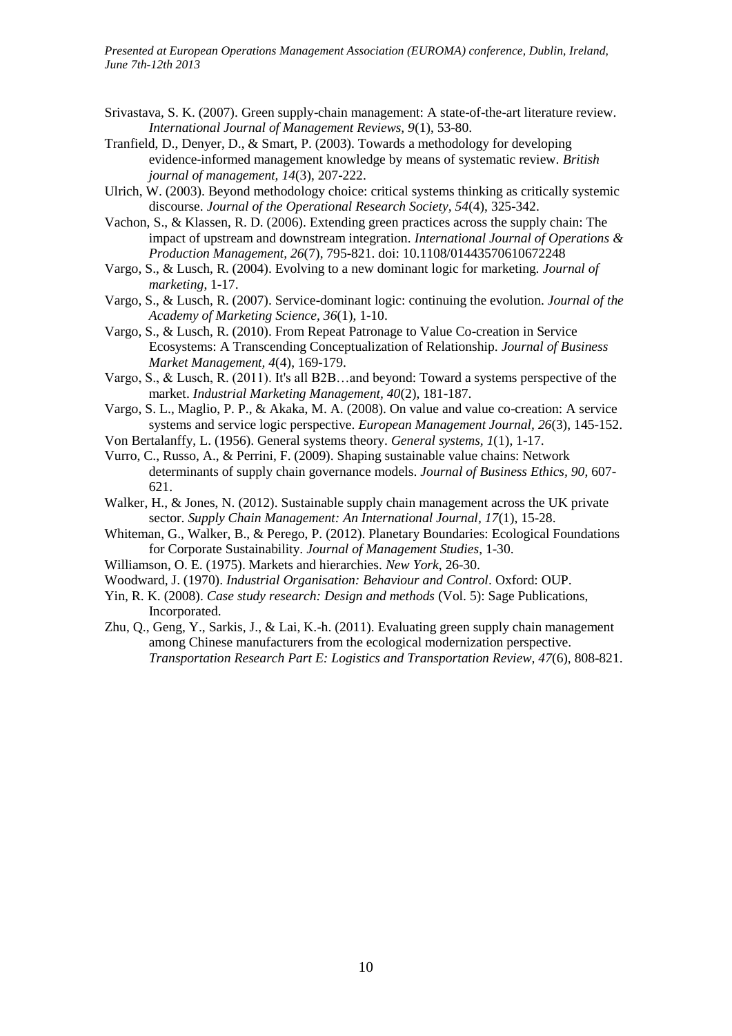Srivastava, S. K. (2007). Green supply-chain management: A state-of-the-art literature review. *International Journal of Management Reviews, 9*(1), 53-80.

Tranfield, D., Denyer, D., & Smart, P. (2003). Towards a methodology for developing evidence-informed management knowledge by means of systematic review. *British journal of management, 14*(3), 207-222.

Ulrich, W. (2003). Beyond methodology choice: critical systems thinking as critically systemic discourse. *Journal of the Operational Research Society, 54*(4), 325-342.

Vachon, S., & Klassen, R. D. (2006). Extending green practices across the supply chain: The impact of upstream and downstream integration. *International Journal of Operations & Production Management, 26*(7), 795-821. doi: 10.1108/01443570610672248

Vargo, S., & Lusch, R. (2004). Evolving to a new dominant logic for marketing. *Journal of marketing*, 1-17.

Vargo, S., & Lusch, R. (2007). Service-dominant logic: continuing the evolution. *Journal of the Academy of Marketing Science, 36*(1), 1-10.

Vargo, S., & Lusch, R. (2010). From Repeat Patronage to Value Co-creation in Service Ecosystems: A Transcending Conceptualization of Relationship. *Journal of Business Market Management, 4*(4), 169-179.

Vargo, S., & Lusch, R. (2011). It's all B2B…and beyond: Toward a systems perspective of the market. *Industrial Marketing Management, 40*(2), 181-187.

Vargo, S. L., Maglio, P. P., & Akaka, M. A. (2008). On value and value co-creation: A service systems and service logic perspective. *European Management Journal, 26*(3), 145-152.

Von Bertalanffy, L. (1956). General systems theory. *General systems, 1*(1), 1-17.

Vurro, C., Russo, A., & Perrini, F. (2009). Shaping sustainable value chains: Network determinants of supply chain governance models. *Journal of Business Ethics, 90*, 607-621.

Walker, H., & Jones, N. (2012). Sustainable supply chain management across the UK private sector. *Supply Chain Management: An International Journal, 17*(1), 15-28.

Whiteman, G., Walker, B., & Perego, P. (2012). Planetary Boundaries: Ecological Foundations for Corporate Sustainability. *Journal of Management Studies*, 1-30.

Williamson, O. E. (1975). Markets and hierarchies. *New York*, 26-30.

Woodward, J. (1970). *Industrial Organisation: Behaviour and Control*. Oxford: OUP.

Yin, R. K. (2008). *Case study research: Design and methods* (Vol. 5): Sage Publications, Incorporated.

Zhu, Q., Geng, Y., Sarkis, J., & Lai, K.-h. (2011). Evaluating green supply chain management among Chinese manufacturers from the ecological modernization perspective. *Transportation Research Part E: Logistics and Transportation Review, 47*(6), 808-821.